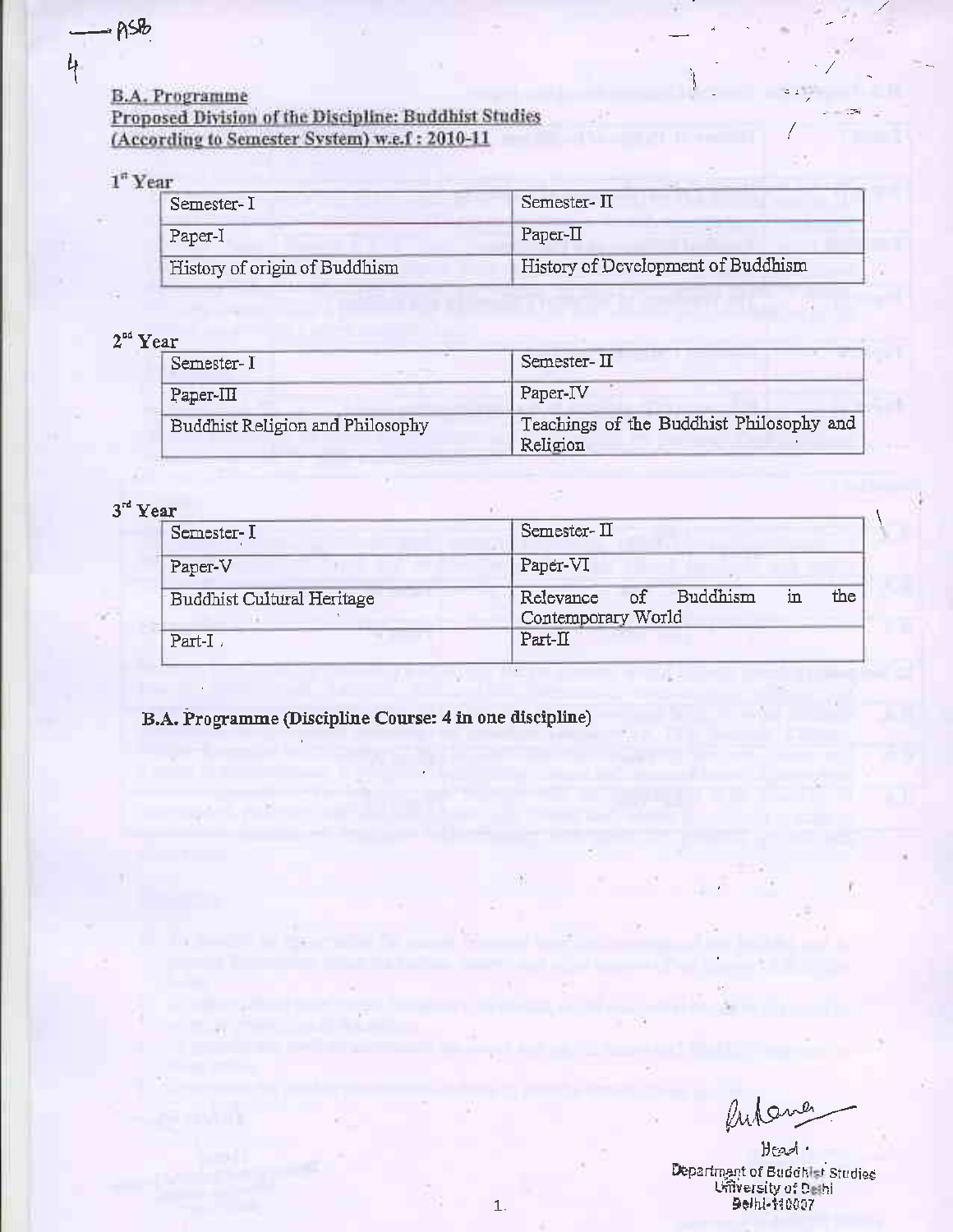**B.A. Programme**
**Proposed Division of the Discipline: Buddhist Studies**
**(According to Semester System) w.e.f : 2010-11**

**1st Year**

| Semester- I | Semester- II |
|---|---|
| Paper-I | Paper-II |
| History of origin of Buddhism | History of Development of Buddhism |

**2nd Year**

| Semester- I | Semester- II |
|---|---|
| Paper-III | Paper-IV |
| Buddhist Religion and Philosophy | Teachings of the Buddhist Philosophy and Religion |

**3rd Year**

| Semester- I | Semester- II |
|---|---|
| Paper-V | Paper-VI |
| Buddhist Cultural Heritage | Relevance of Buddhism in the Contemporary World |
| Part-I | Part-II |

**B.A. Programme (Discipline Course: 4 in one discipline)**

Head
Department of Buddhist Studies
University of Delhi
Delhi-110007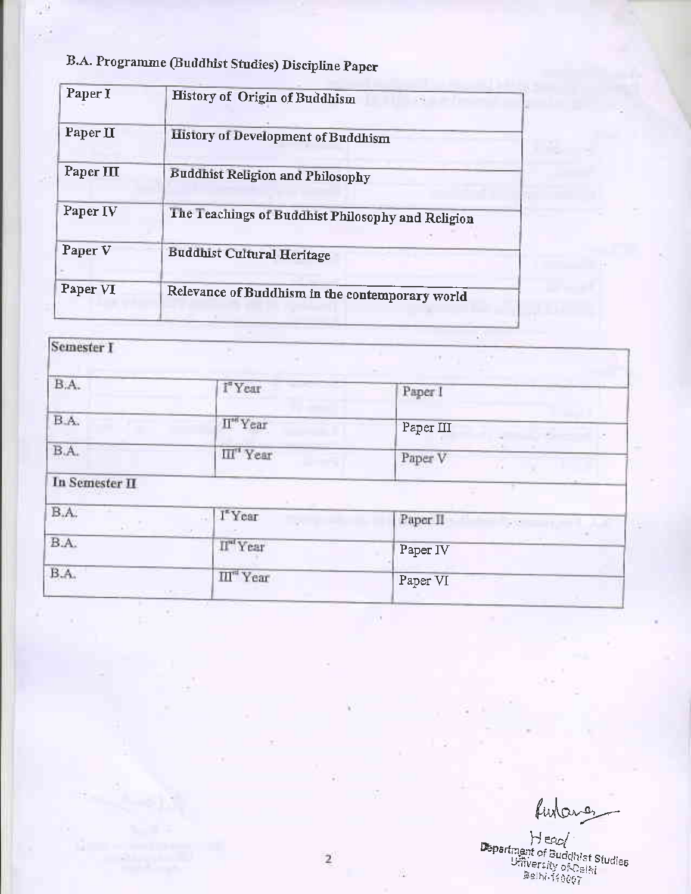## B.A. Programme (Buddhist Studies) Discipline Paper

| | |
|---|---|
| Paper I | History of Origin of Buddhism |
| Paper II | History of Development of Buddhism |
| Paper III | Buddhist Religion and Philosophy |
| Paper IV | The Teachings of Buddhist Philosophy and Religion |
| Paper V | Buddhist Cultural Heritage |
| Paper VI | Relevance of Buddhism in the contemporary world |

| Semester I | | |
|---|---|---|
| B.A. | Ist Year | Paper I |
| B.A. | IInd Year | Paper III |
| B.A. | IIIrd Year | Paper V |
| **In Semester II** | | |
| B.A. | Ist Year | Paper II |
| B.A. | IInd Year | Paper IV |
| B.A. | IIIrd Year | Paper VI |

Head
Department of Buddhist Studies
University of Delhi
Delhi-110007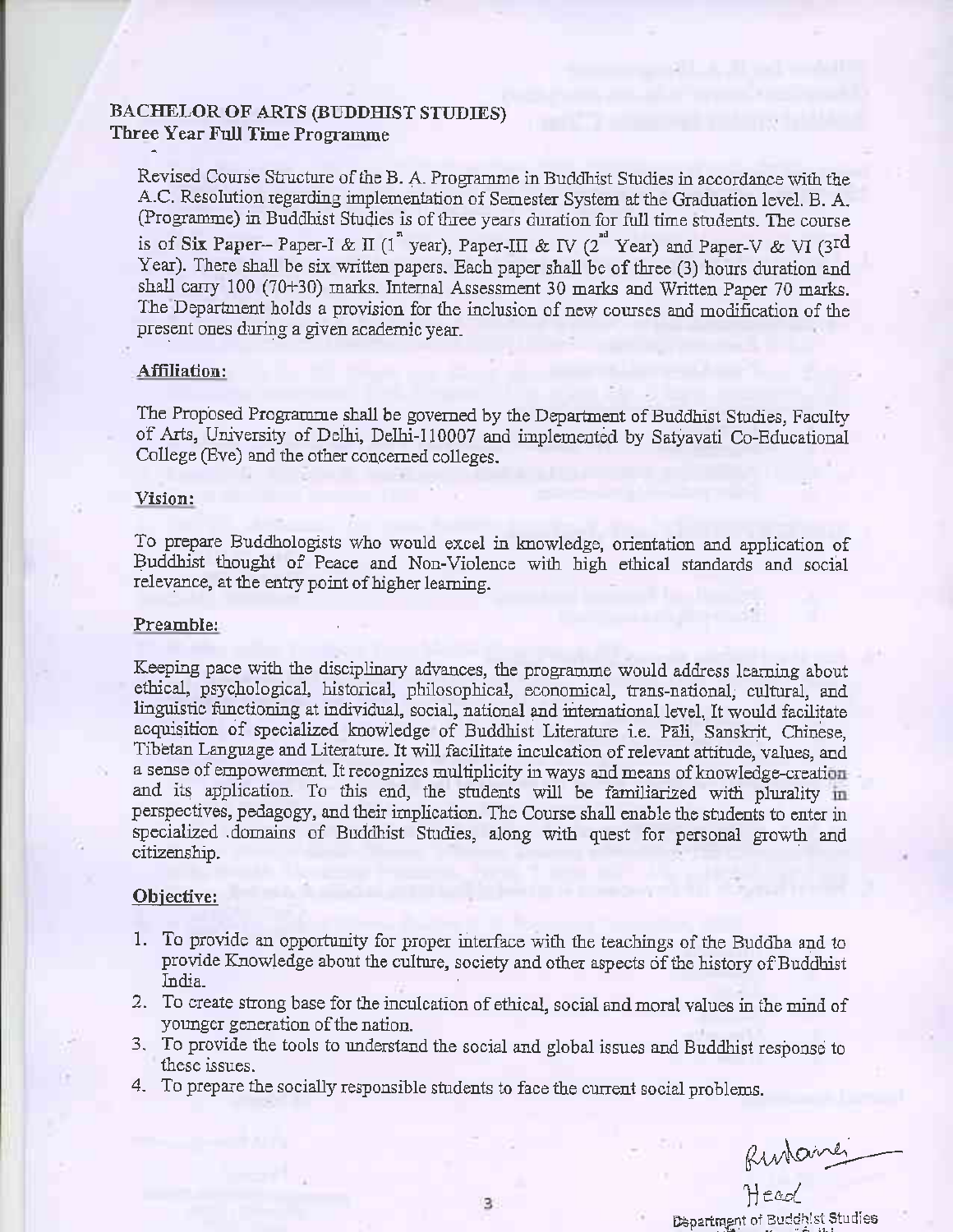**BACHELOR OF ARTS (BUDDHIST STUDIES)**
**Three Year Full Time Programme**

Revised Course Structure of the B. A. Programme in Buddhist Studies in accordance with the A.C. Resolution regarding implementation of Semester System at the Graduation level. B. A. (Programme) in Buddhist Studies is of three years duration for full time students. The course is of **Six Paper**-- Paper-I & II (1st year), Paper-III & IV (2nd Year) and Paper-V & VI (3rd Year). There shall be six written papers. Each paper shall be of three (3) hours duration and shall carry 100 (70+30) marks. Internal Assessment 30 marks and Written Paper 70 marks. The Department holds a provision for the inclusion of new courses and modification of the present ones during a given academic year.

**Affiliation:**

The Proposed Programme shall be governed by the Department of Buddhist Studies, Faculty of Arts, University of Delhi, Delhi-110007 and implemented by Satyavati Co-Educational College (Eve) and the other concerned colleges.

**Vision:**

To prepare Buddhologists who would excel in knowledge, orientation and application of Buddhist thought of Peace and Non-Violence with high ethical standards and social relevance, at the entry point of higher learning.

**Preamble:**

Keeping pace with the disciplinary advances, the programme would address learning about ethical, psychological, historical, philosophical, economical, trans-national, cultural, and linguistic functioning at individual, social, national and international level. It would facilitate acquisition of specialized knowledge of Buddhist Literature i.e. Pāli, Sanskrit, Chinese, Tibetan Language and Literature. It will facilitate inculcation of relevant attitude, values, and a sense of empowerment. It recognizes multiplicity in ways and means of knowledge-creation and its application. To this end, the students will be familiarized with plurality in perspectives, pedagogy, and their implication. The Course shall enable the students to enter in specialized domains of Buddhist Studies, along with quest for personal growth and citizenship.

**Objective:**

1. To provide an opportunity for proper interface with the teachings of the Buddha and to provide Knowledge about the culture, society and other aspects of the history of Buddhist India.
2. To create strong base for the inculcation of ethical, social and moral values in the mind of younger generation of the nation.
3. To provide the tools to understand the social and global issues and Buddhist response to these issues.
4. To prepare the socially responsible students to face the current social problems.

Head
Department of Buddhist Studies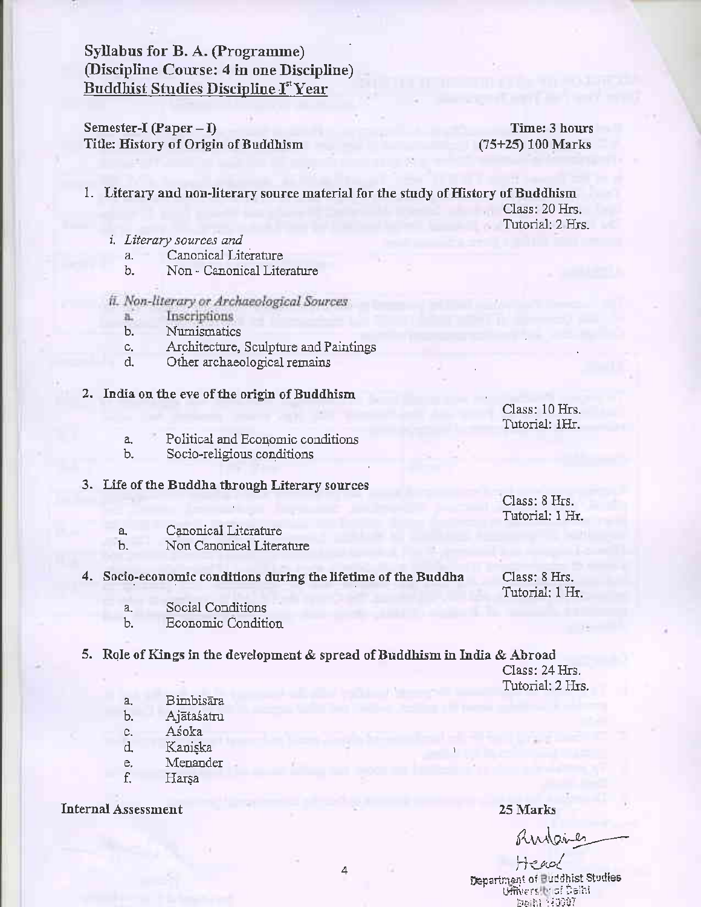**Syllabus for B. A. (Programme)**
**(Discipline Course: 4 in one Discipline)**
**<u>Buddhist Studies Discipline I[st] Year</u>**

**Semester-I (Paper – I)** — **Time: 3 hours**
**Title: History of Origin of Buddhism** — **(75+25) 100 Marks**

1. **Literary and non-literary source material for the study of History of Buddhism**
   Class: 20 Hrs.
   Tutorial: 2 Hrs.

   *i. Literary sources and*
   - a. Canonical Literature
   - b. Non - Canonical Literature

   *ii. Non-literary or Archaeological Sources*
   - a. Inscriptions
   - b. Numismatics
   - c. Architecture, Sculpture and Paintings
   - d. Other archaeological remains

2. **India on the eve of the origin of Buddhism**
   Class: 10 Hrs.
   Tutorial: 1Hr.
   - a. Political and Economic conditions
   - b. Socio-religious conditions

3. **Life of the Buddha through Literary sources**
   Class: 8 Hrs.
   Tutorial: 1 Hr.
   - a. Canonical Literature
   - b. Non Canonical Literature

4. **Socio-economic conditions during the lifetime of the Buddha**
   Class: 8 Hrs.
   Tutorial: 1 Hr.
   - a. Social Conditions
   - b. Economic Condition

5. **Role of Kings in the development & spread of Buddhism in India & Abroad**
   Class: 24 Hrs.
   Tutorial: 2 Hrs.
   - a. Bimbisāra
   - b. Ajātaśatru
   - c. Aśoka
   - d. Kaniṣka
   - e. Menander
   - f. Harṣa

**Internal Assessment** — **25 Marks**

Head
Department of Buddhist Studies
University of Delhi
Delhi 110007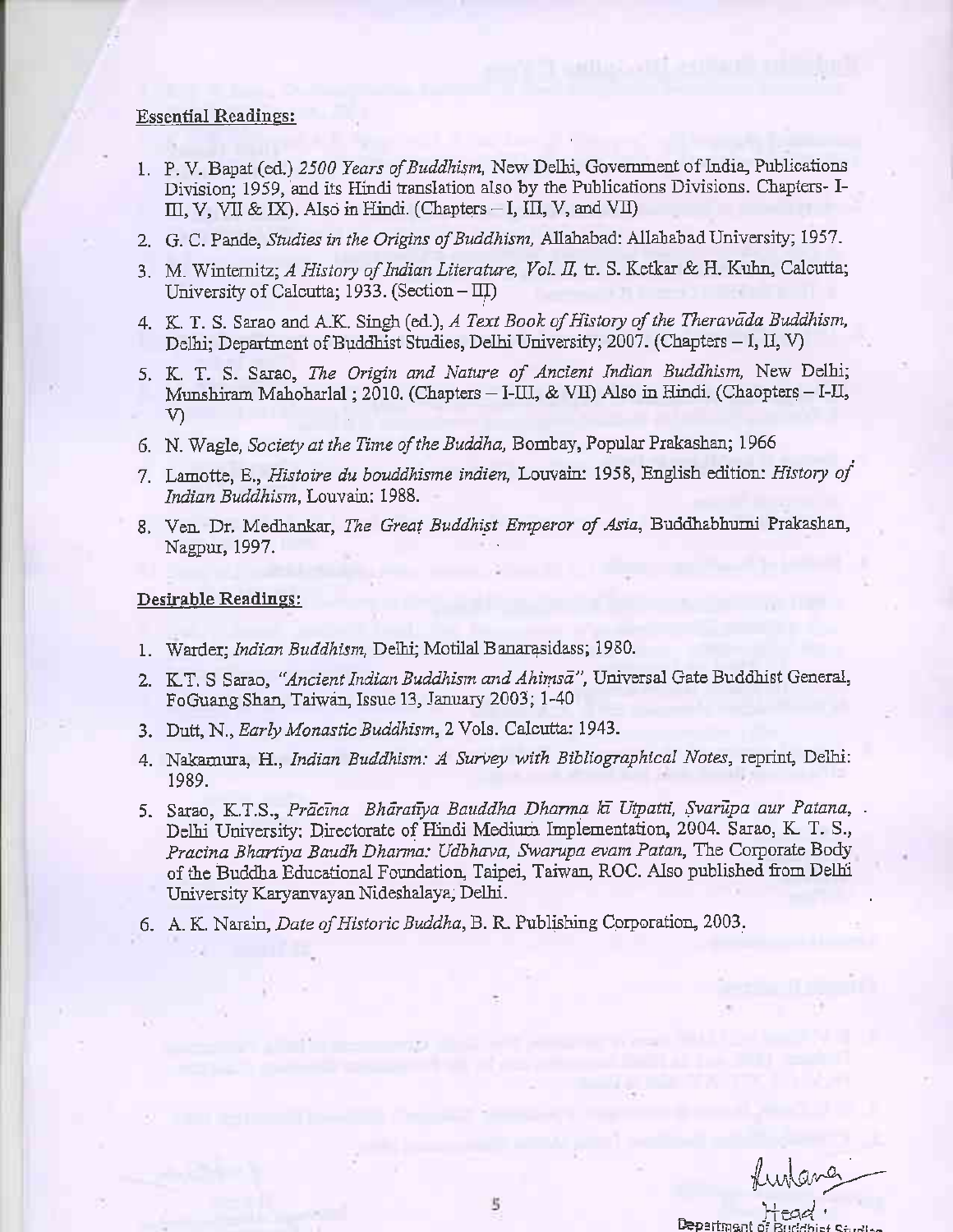Essential Readings:

1. P. V. Bapat (ed.) *2500 Years of Buddhism,* New Delhi, Government of India, Publications Division; 1959, and its Hindi translation also by the Publications Divisions. Chapters- I-III, V, VII & IX). Also in Hindi. (Chapters – I, III, V, and VII)
2. G. C. Pande, *Studies in the Origins of Buddhism,* Allahabad: Allahabad University; 1957.
3. M. Winternitz; *A History of Indian Literature, Vol. II,* tr. S. Ketkar & H. Kuhn, Calcutta; University of Calcutta; 1933. (Section – III)
4. K. T. S. Sarao and A.K. Singh (ed.), *A Text Book of History of the Theravāda Buddhism,* Delhi; Department of Buddhist Studies, Delhi University; 2007. (Chapters – I, II, V)
5. K. T. S. Sarao, *The Origin and Nature of Ancient Indian Buddhism,* New Delhi; Munshiram Mahoharlal ; 2010. (Chapters – I-III, & VII) Also in Hindi. (Chaopters – I-II, V)
6. N. Wagle, *Society at the Time of the Buddha,* Bombay, Popular Prakashan; 1966
7. Lamotte, E., *Histoire du bouddhisme indien,* Louvain: 1958, English edition: *History of Indian Buddhism,* Louvain: 1988.
8. Ven. Dr. Medhankar, *The Great Buddhist Emperor of Asia,* Buddhabhumi Prakashan, Nagpur, 1997.

Desirable Readings:

1. Warder; *Indian Buddhism,* Delhi; Motilal Banarasidass; 1980.
2. K.T. S Sarao, *"Ancient Indian Buddhism and Ahimsā",* Universal Gate Buddhist General, FoGuang Shan, Taiwan, Issue 13, January 2003; 1-40
3. Dutt, N., *Early Monastic Buddhism,* 2 Vols. Calcutta: 1943.
4. Nakamura, H., *Indian Buddhism: A Survey with Bibliographical Notes,* reprint, Delhi: 1989.
5. Sarao, K.T.S., *Prācīna Bhāratīya Bauddha Dharma kī Utpatti, Svarūpa aur Patana,* Delhi University: Directorate of Hindi Medium Implementation, 2004. Sarao, K. T. S., *Pracina Bhartiya Baudh Dharma: Udbhava, Swarupa evam Patan,* The Corporate Body of the Buddha Educational Foundation, Taipei, Taiwan, ROC. Also published from Delhi University Karyanvayan Nideshalaya, Delhi.
6. A. K. Narain, *Date of Historic Buddha,* B. R. Publishing Corporation, 2003.

Head
Department of Buddhist Studies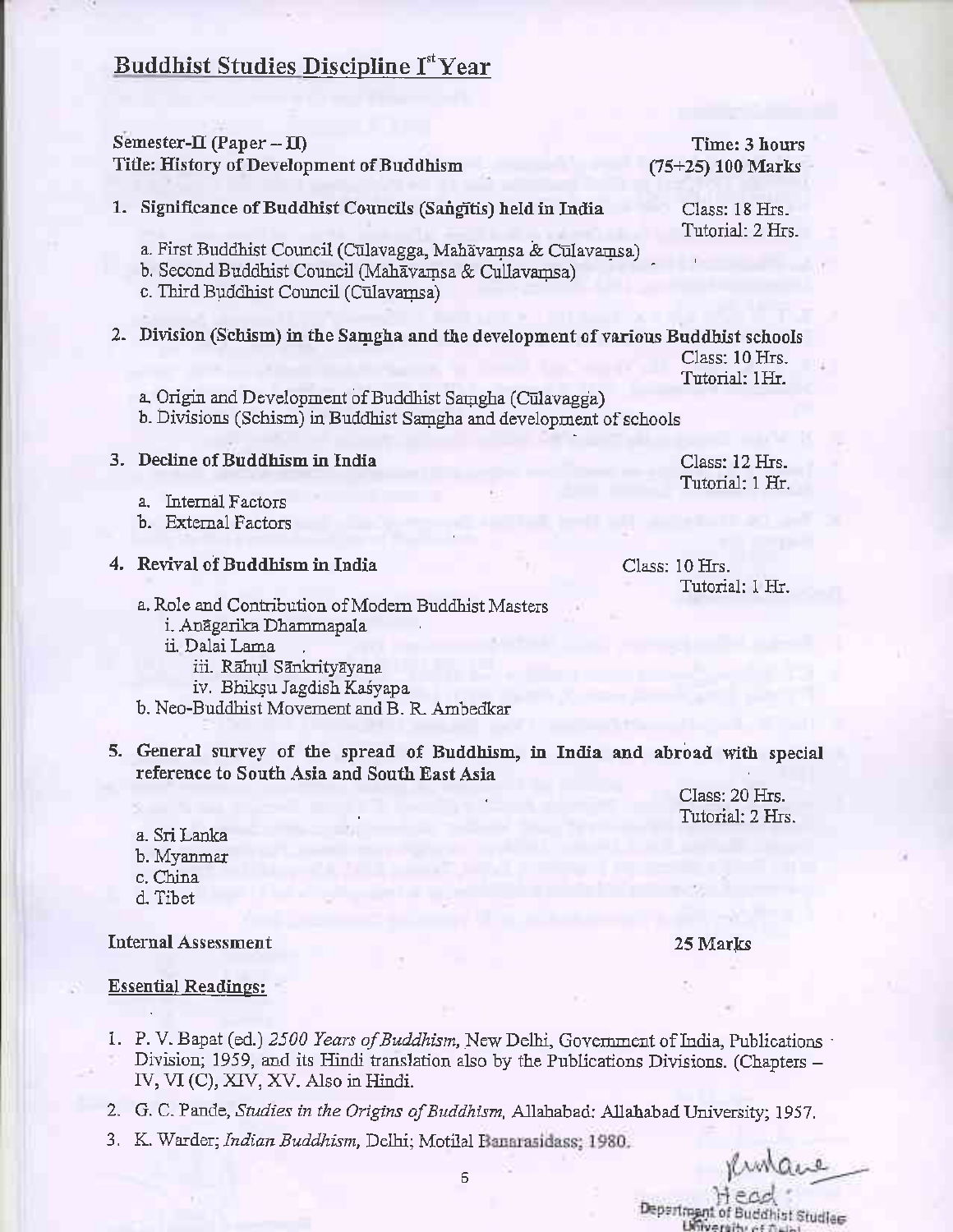# Buddhist Studies Discipline I[st] Year

**Semester-II (Paper – II)** — **Time: 3 hours**

**Title: History of Development of Buddhism** — **(75+25) 100 Marks**

1. **Significance of Buddhist Councils (Saṅgītis) held in India** — Class: 18 Hrs. Tutorial: 2 Hrs.
   - a. First Buddhist Council (Cūlavagga, Mahāvaṃsa & Cūlavaṃsa)
   - b. Second Buddhist Council (Mahāvaṃsa & Cullavaṃsa)
   - c. Third Buddhist Council (Cūlavaṃsa)

2. **Division (Schism) in the Saṃgha and the development of various Buddhist schools** — Class: 10 Hrs. Tutorial: 1Hr.
   - a. Origin and Development of Buddhist Saṃgha (Cūlavagga)
   - b. Divisions (Schism) in Buddhist Saṃgha and development of schools

3. **Decline of Buddhism in India** — Class: 12 Hrs. Tutorial: 1 Hr.
   - a. Internal Factors
   - b. External Factors

4. **Revival of Buddhism in India** — Class: 10 Hrs. Tutorial: 1 Hr.
   - a. Role and Contribution of Modern Buddhist Masters
     - i. Anāgarika Dhammapala
     - ii. Dalai Lama
     - iii. Rāhul Sāṅkrityāyana
     - iv. Bhikṣu Jagdish Kaśyapa
   - b. Neo-Buddhist Movement and B. R. Ambedkar

5. **General survey of the spread of Buddhism, in India and abroad with special reference to South Asia and South East Asia** — Class: 20 Hrs. Tutorial: 2 Hrs.
   - a. Sri Lanka
   - b. Myanmar
   - c. China
   - d. Tibet

**Internal Assessment** — **25 Marks**

## Essential Readings:

1. P. V. Bapat (ed.) *2500 Years of Buddhism,* New Delhi, Government of India, Publications Division; 1959, and its Hindi translation also by the Publications Divisions. (Chapters – IV, VI (C), XIV, XV. Also in Hindi.
2. G. C. Pande, *Studies in the Origins of Buddhism,* Allahabad: Allahabad University; 1957.
3. K. Warder; *Indian Buddhism,* Delhi; Motilal Banarasidass; 1980.

Head
Department of Buddhist Studies
University of Delhi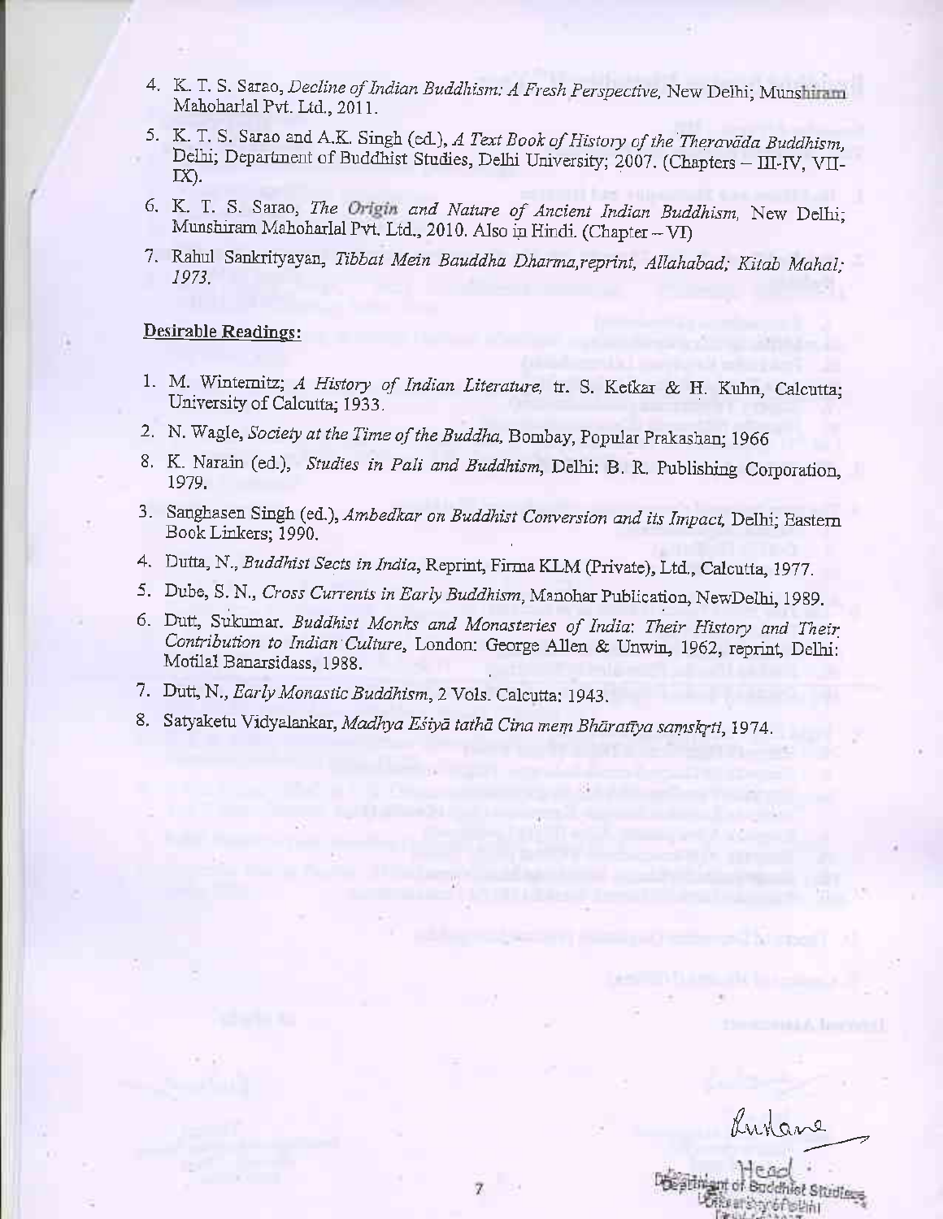4. K. T. S. Sarao, *Decline of Indian Buddhism: A Fresh Perspective*, New Delhi; Munshiram Mahoharlal Pvt. Ltd., 2011.
5. K. T. S. Sarao and A.K. Singh (ed.), *A Text Book of History of the Theravāda Buddhism*, Delhi; Department of Buddhist Studies, Delhi University; 2007. (Chapters – III-IV, VII-IX).
6. K. T. S. Sarao, *The Origin and Nature of Ancient Indian Buddhism*, New Delhi; Munshiram Mahoharlal Pvt. Ltd., 2010. Also in Hindi. (Chapter – VI)
7. Rahul Sankrityayan, *Tibbat Mein Bauddha Dharma,reprint, Allahabad; Kitab Mahal; 1973.*

**Desirable Readings:**

1. M. Winternitz; *A History of Indian Literature*, tr. S. Ketkar & H. Kuhn, Calcutta; University of Calcutta; 1933.
2. N. Wagle, *Society at the Time of the Buddha*, Bombay, Popular Prakashan; 1966
8. K. Narain (ed.), *Studies in Pali and Buddhism*, Delhi: B. R. Publishing Corporation, 1979.
3. Sanghasen Singh (ed.), *Ambedkar on Buddhist Conversion and its Impact*, Delhi; Eastern Book Linkers; 1990.
4. Dutta, N., *Buddhist Sects in India*, Reprint, Firma KLM (Private), Ltd., Calcutta, 1977.
5. Dube, S. N., *Cross Currents in Early Buddhism*, Manohar Publication, NewDelhi, 1989.
6. Dutt, Sukumar. *Buddhist Monks and Monasteries of India: Their History and Their Contribution to Indian Culture*, London: George Allen & Unwin, 1962, reprint, Delhi: Motilal Banarsidass, 1988.
7. Dutt, N., *Early Monastic Buddhism*, 2 Vols. Calcutta: 1943.
8. Satyaketu Vidyalankar, *Madhya Eśiyā tathā Cina meṃ Bhāratīya saṃskṛti*, 1974.

Head
Department of Buddhist Studies
University of Delhi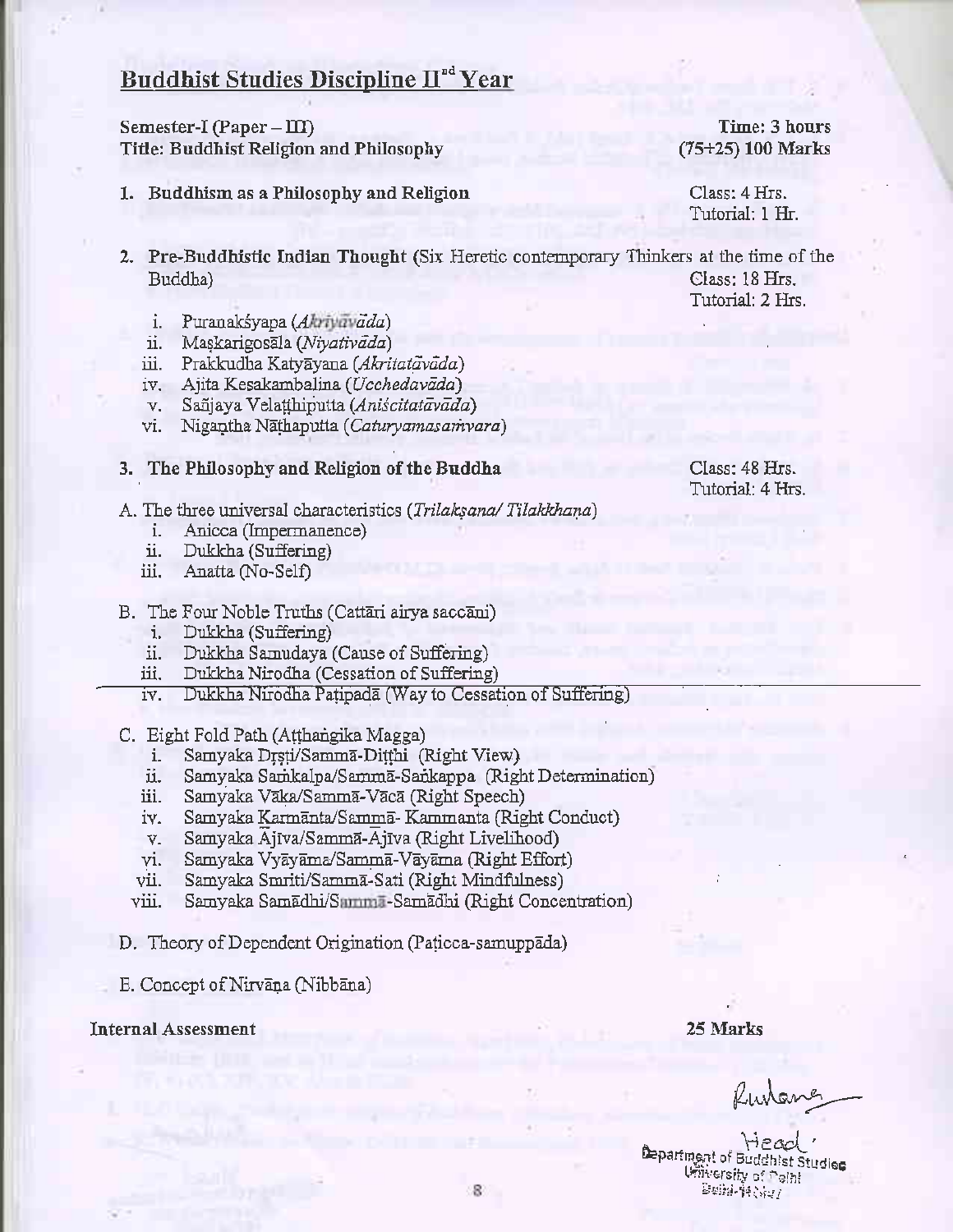## Buddhist Studies Discipline II[nd] Year

**Semester-I (Paper – III)** **Time: 3 hours**
**Title: Buddhist Religion and Philosophy** **(75+25) 100 Marks**

**1. Buddhism as a Philosophy and Religion** Class: 4 Hrs.
Tutorial: 1 Hr.

**2. Pre-Buddhistic Indian Thought** (Six Heretic contemporary Thinkers at the time of the Buddha) Class: 18 Hrs.
Tutorial: 2 Hrs.

i. Puranakśyapa (*Akriyāvāda*)
ii. Maṣkarigosāla (*Niyativāda*)
iii. Prakkudha Katyāyana (*Akritatāvāda*)
iv. Ajita Kesakambalina (*Ucchedavāda*)
v. Sañjaya Velaṭṭhiputta (*Aniścitatāvāda*)
vi. Nigaṇtha Nāthaputta (*Caturyamasaṁvara*)

**3. The Philosophy and Religion of the Buddha** Class: 48 Hrs.
Tutorial: 4 Hrs.

A. The three universal characteristics (*Trilakṣana/ Tilakkhaṇa*)
   i. Anicca (Impermanence)
   ii. Dukkha (Suffering)
   iii. Anatta (No-Self)

B. The Four Noble Truths (Cattāri airya saccāni)
   i. Dukkha (Suffering)
   ii. Dukkha Samudaya (Cause of Suffering)
   iii. Dukkha Nirodha (Cessation of Suffering)
   iv. Dukkha Nirodha Paṭipadā (Way to Cessation of Suffering)

C. Eight Fold Path (Aṭṭhaṅgika Magga)
   i. Samyaka Dṛṣti/Sammā-Diṭṭhi (Right View)
   ii. Samyaka Saṁkalpa/Sammā-Saṅkappa (Right Determination)
   iii. Samyaka Vāka/Sammā-Vācā (Right Speech)
   iv. Samyaka Karmānta/Sammā- Kammanta (Right Conduct)
   v. Samyaka Ājīva/Sammā-Ājīva (Right Livelihood)
   vi. Samyaka Vyāyāma/Sammā-Vāyāma (Right Effort)
   vii. Samyaka Smriti/Sammā-Sati (Right Mindfulness)
   viii. Samyaka Samādhi/Sammā-Samādhi (Right Concentration)

D. Theory of Dependent Origination (Paṭicca-samuppāda)

E. Concept of Nirvāṇa (Nibbāna)

**Internal Assessment** **25 Marks**

Head
Department of Buddhist Studies
University of Delhi
Delhi-110007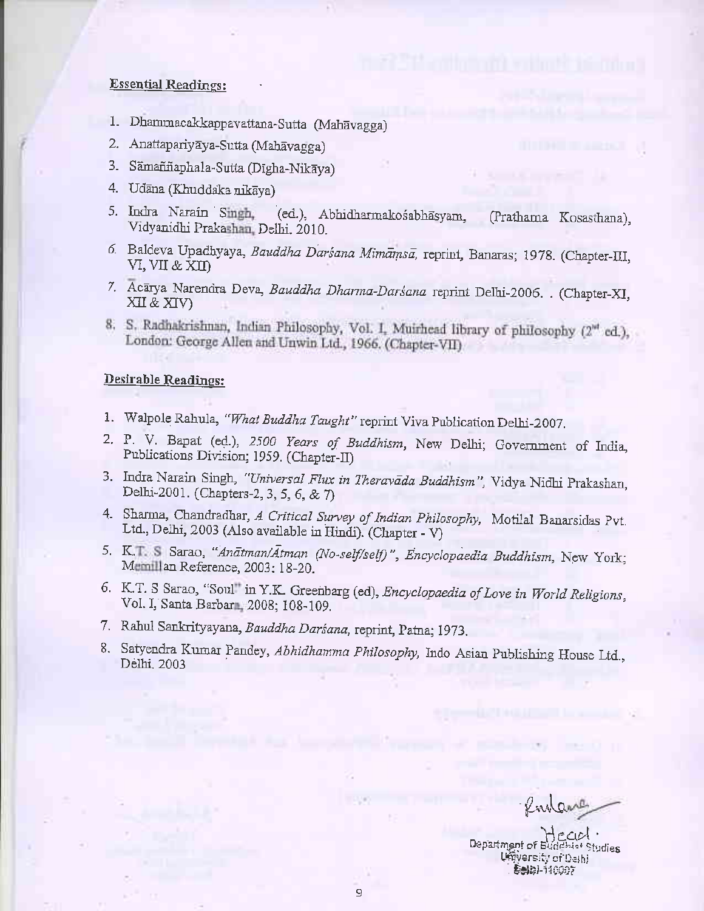**Essential Readings:**

1. Dhammacakkappavattana-Sutta (Mahāvagga)
2. Anattapariyāya-Sutta (Mahāvagga)
3. Sāmaññaphala-Sutta (Dīgha-Nikāya)
4. Udāna (Khuddaka nikāya)
5. Indra Narain Singh, (ed.), Abhidharmakośabhāsyam, (Prathama Kosasthana), Vidyanidhi Prakashan, Delhi. 2010.
6. Baldeva Upadhyaya, *Bauddha Darśana Mimāṃsā,* reprint, Banaras; 1978. (Chapter-III, VI, VII & XII)
7. Ācārya Narendra Deva, *Bauddha Dharma-Darśana* reprint Delhi-2006. . (Chapter-XI, XII & XIV)
8. S. Radhakrishnan, Indian Philosophy, Vol. I, Muirhead library of philosophy (2nd ed.), London: George Allen and Unwin Ltd., 1966. (Chapter-VII)

**Desirable Readings:**

1. Walpole Rahula, *"What Buddha Taught"* reprint Viva Publication Delhi-2007.
2. P. V. Bapat (ed.), *2500 Years of Buddhism,* New Delhi; Government of India, Publications Division; 1959. (Chapter-II)
3. Indra Narain Singh, *"Universal Flux in Theravāda Buddhism",* Vidya Nidhi Prakashan, Delhi-2001. (Chapters-2, 3, 5, 6, & 7)
4. Sharma, Chandradhar, *A Critical Survey of Indian Philosophy,* Motilal Banarsidas Pvt. Ltd., Delhi, 2003 (Also available in Hindi). (Chapter - V)
5. K.T. S Sarao, *"Anātman/Ātman (No-self/self)", Encyclopaedia Buddhism,* New York; Mcmillan Reference, 2003: 18-20.
6. K.T. S Sarao, "Soul" in Y.K. Greenbarg (ed), *Encyclopaedia of Love in World Religions,* Vol. I, Santa Barbara, 2008; 108-109.
7. Rahul Sankrityayana, *Bauddha Darśana,* reprint, Patna; 1973.
8. Satyendra Kumar Pandey, *Abhidhamma Philosophy,* Indo Asian Publishing House Ltd., Delhi. 2003

Head.
Department of Buddhist Studies
University of Delhi
Delhi-110007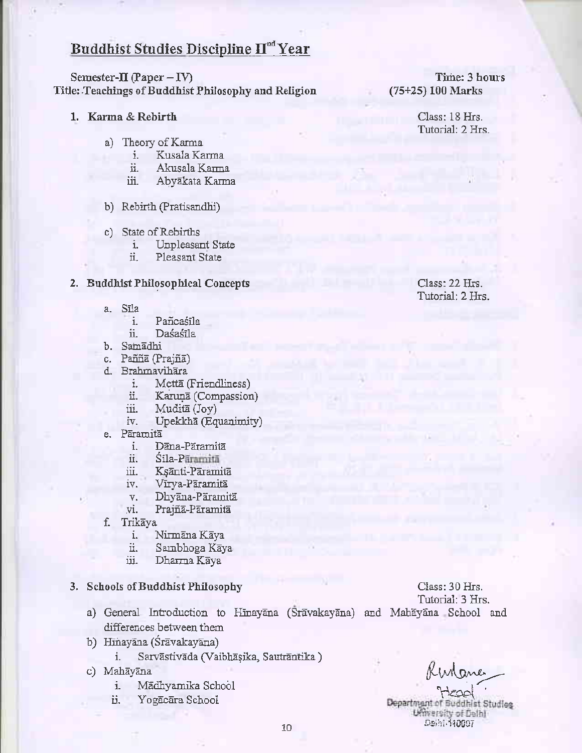## Buddhist Studies Discipline II[nd] Year

Semester-II (Paper – IV) — Time: 3 hours

Title: Teachings of Buddhist Philosophy and Religion — (75+25) 100 Marks

### 1. Karma & Rebirth

Class: 18 Hrs.
Tutorial: 2 Hrs.

a) Theory of Karma
   i. Kusala Karma
   ii. Akusala Karma
   iii. Abyākata Karma

b) Rebirth (Pratisandhi)

c) State of Rebirths
   i. Unpleasant State
   ii. Pleasant State

### 2. Buddhist Philosophical Concepts

Class: 22 Hrs.
Tutorial: 2 Hrs.

a. Sīla
   i. Pañcaśīla
   ii. Daśaśīla

b. Samādhi

c. Paññā (Prajñā)

d. Brahmavihāra
   i. Mettā (Friendliness)
   ii. Karuṇā (Compassion)
   iii. Muditā (Joy)
   iv. Upekkhā (Equanimity)

e. Pāramitā
   i. Dāna-Pāramitā
   ii. Śīla-Pāramitā
   iii. Kṣānti-Pāramitā
   iv. Vīrya-Pāramitā
   v. Dhyāna-Pāramitā
   vi. Prajñā-Pāramitā

f. Trikāya
   i. Nirmāna Kāya
   ii. Sambhoga Kāya
   iii. Dharma Kāya

### 3. Schools of Buddhist Philosophy

Class: 30 Hrs.
Tutorial: 3 Hrs.

a) General Introduction to Hīnayāna (Śrāvakayāna) and Mahāyāna School and differences between them

b) Hīnayāna (Śrāvakayāna)
   i. Sarvāstivāda (Vaibhāṣika, Sautrāntika)

c) Mahāyāna
   i. Mādhyamika School
   ii. Yogācāra School

Head
Department of Buddhist Studies
University of Delhi
Delhi-110007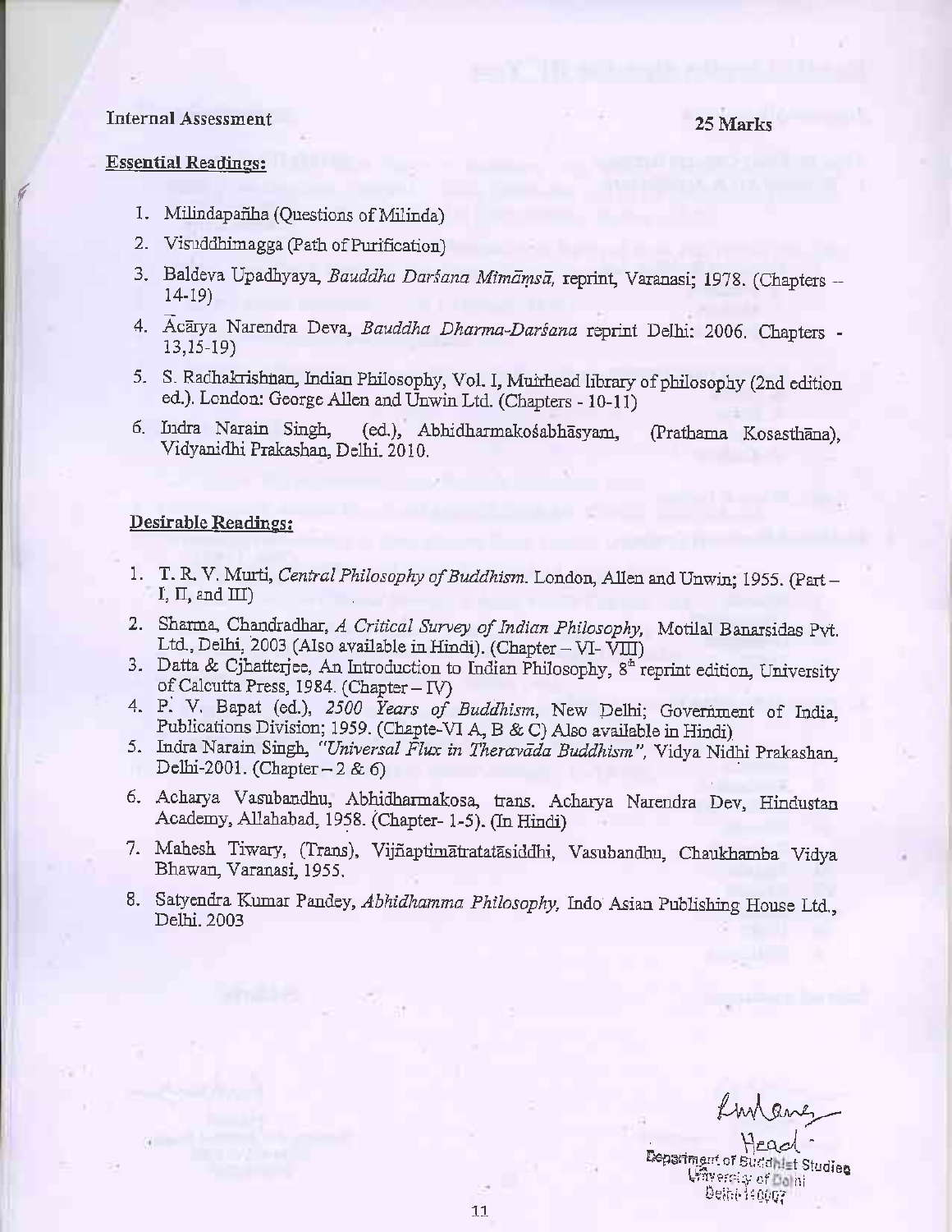Internal Assessment 25 Marks

**Essential Readings:**

1. Milindapañha (Questions of Milinda)
2. Visuddhimagga (Path of Purification)
3. Baldeva Upadhyaya, *Bauddha Darśana Mīmāṃsā*, reprint, Varanasi; 1978. (Chapters – 14-19)
4. Ācārya Narendra Deva, *Bauddha Dharma-Darśana* reprint Delhi: 2006. Chapters - 13,15-19)
5. S. Radhakrishnan, Indian Philosophy, Vol. I, Muirhead library of philosophy (2nd edition ed.). London: George Allen and Unwin Ltd. (Chapters - 10-11)
6. Indra Narain Singh, (ed.), Abhidharmakośabhāsyam, (Prathama Kosasthāna), Vidyanidhi Prakashan, Delhi. 2010.

**Desirable Readings:**

1. T. R. V. Murti, *Central Philosophy of Buddhism*. London, Allen and Unwin; 1955. (Part – I, II, and III)
2. Sharma, Chandradhar, *A Critical Survey of Indian Philosophy*, Motilal Banarsidas Pvt. Ltd., Delhi, 2003 (Also available in Hindi). (Chapter – VI- VIII)
3. Datta & Cjhatterjee, An Introduction to Indian Philosophy, 8th reprint edition, University of Calcutta Press, 1984. (Chapter – IV)
4. P. V. Bapat (ed.), *2500 Years of Buddhism*, New Delhi; Government of India, Publications Division; 1959. (Chapte-VI A, B & C) Also available in Hindi)
5. Indra Narain Singh, *"Universal Flux in Theravāda Buddhism"*, Vidya Nidhi Prakashan, Delhi-2001. (Chapter – 2 & 6)
6. Acharya Vasubandhu, Abhidharmakosa, trans. Acharya Narendra Dev, Hindustan Academy, Allahabad, 1958. (Chapter- 1-5). (In Hindi)
7. Mahesh Tiwary, (Trans), Vijñaptimātratatāsiddhi, Vasubandhu, Chaukhamba Vidya Bhawan, Varanasi, 1955.
8. Satyendra Kumar Pandey, *Abhidhamma Philosophy*, Indo Asian Publishing House Ltd., Delhi. 2003

Head
Department of Buddhist Studies
University of Delhi
Delhi-110007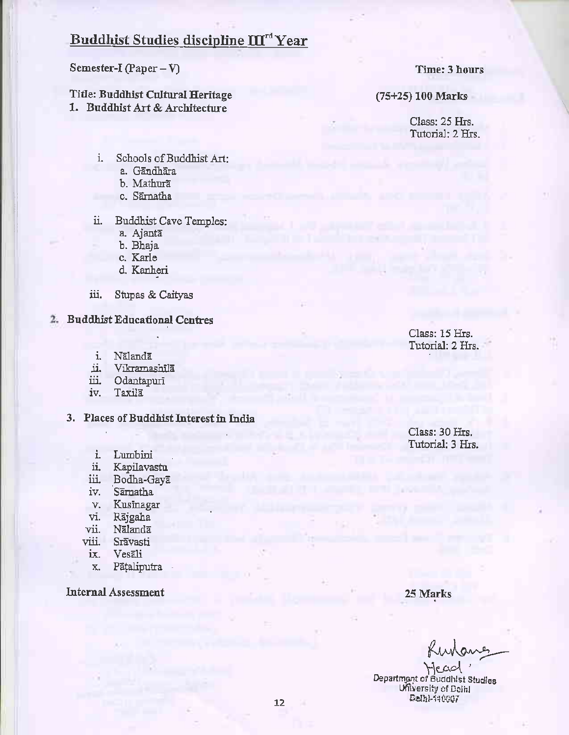# Buddhist Studies discipline III[rd] Year

**Semester-I (Paper – V)** | **Time: 3 hours**

**Title: Buddhist Cultural Heritage** | **(75+25) 100 Marks**

## 1. Buddhist Art & Architecture

Class: 25 Hrs.
Tutorial: 2 Hrs.

- i. Schools of Buddhist Art:
  - a. Gāndhāra
  - b. Mathurā
  - c. Sārnatha
- ii. Buddhist Cave Temples:
  - a. Ajantā
  - b. Bhaja
  - c. Karle
  - d. Kanheri
- iii. Stupas & Caityas

## 2. Buddhist Educational Centres

Class: 15 Hrs.
Tutorial: 2 Hrs.

- i. Nālandā
- ii. Vikramashilā
- iii. Odantapurī
- iv. Taxilā

## 3. Places of Buddhist Interest in India

Class: 30 Hrs.
Tutorial: 3 Hrs.

- i. Lumbini
- ii. Kapilavastu
- iii. Bodha-Gayā
- iv. Sārnatha
- v. Kusinagar
- vi. Rājgaha
- vii. Nālandā
- viii. Srāvasti
- ix. Vesāli
- x. Pāṭaliputra

**Internal Assessment** | **25 Marks**

Head
Department of Buddhist Studies
University of Delhi
Delhi-110007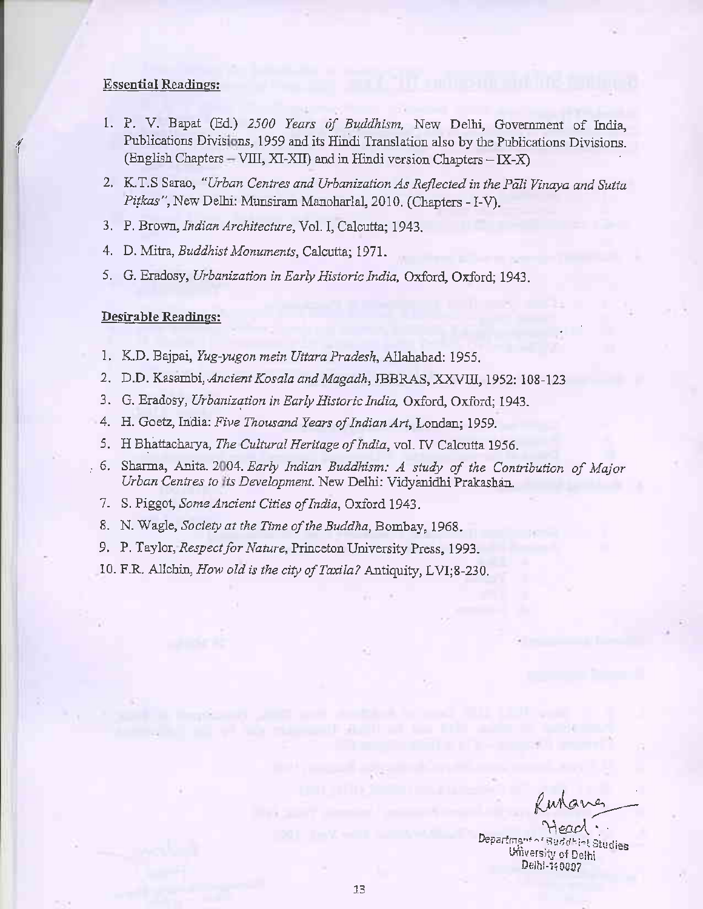**Essential Readings:**

1. P. V. Bapat (Ed.) *2500 Years of Buddhism,* New Delhi, Government of India, Publications Divisions, 1959 and its Hindi Translation also by the Publications Divisions. (English Chapters – VIII, XI-XII) and in Hindi version Chapters – IX-X)
2. K.T.S Sarao, *"Urban Centres and Urbanization As Reflected in the Pāli Vinaya and Sutta Piṭkas"*, New Delhi: Munsiram Manoharlal, 2010. (Chapters - I-V).
3. P. Brown, *Indian Architecture*, Vol. I, Calcutta; 1943.
4. D. Mitra, *Buddhist Monuments*, Calcutta; 1971.
5. G. Eradosy, *Urbanization in Early Historic India,* Oxford, Oxford; 1943.

**Desirable Readings:**

1. K.D. Bajpai, *Yug-yugon mein Uttara Pradesh*, Allahabad: 1955.
2. D.D. Kasambi, *Ancient Kosala and Magadh*, JBBRAS, XXVIII, 1952: 108-123
3. G. Eradosy, *Urbanization in Early Historic India,* Oxford, Oxford; 1943.
4. H. Goetz, India: *Five Thousand Years of Indian Art*, Londan; 1959.
5. H Bhattacharya, *The Cultural Heritage of India*, vol. IV Calcutta 1956.
6. Sharma, Anita. 2004. *Early Indian Buddhism: A study of the Contribution of Major Urban Centres to its Development.* New Delhi: Vidyanidhi Prakashan.
7. S. Piggot, *Some Ancient Cities of India*, Oxford 1943.
8. N. Wagle, *Society at the Time of the Buddha*, Bombay, 1968.
9. P. Taylor, *Respect for Nature*, Princeton University Press, 1993.
10. F.R. Allchin, *How old is the city of Taxila?* Antiquity, LVI;8-230.

Head
Department of Buddhist Studies
University of Delhi
Delhi-110007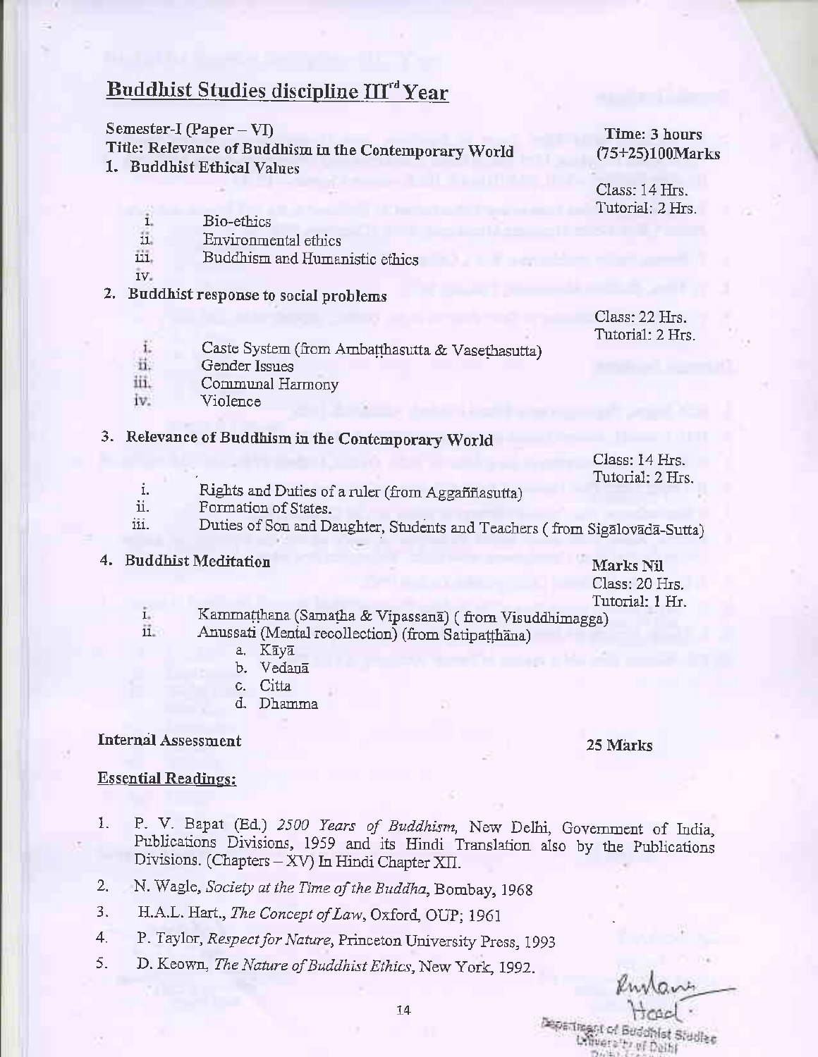## Buddhist Studies discipline III[rd] Year

**Semester-I (Paper – VI)** **Time: 3 hours**

**Title: Relevance of Buddhism in the Contemporary World** **(75+25)100Marks**

**1. Buddhist Ethical Values**

Class: 14 Hrs.
Tutorial: 2 Hrs.

i. Bio-ethics
ii. Environmental ethics
iii. Buddhism and Humanistic ethics
iv.

**2. Buddhist response to social problems**

Class: 22 Hrs.
Tutorial: 2 Hrs.

i. Caste System (from Ambaṭṭhasutta & Vaseṭhasutta)
ii. Gender Issues
iii. Communal Harmony
iv. Violence

**3. Relevance of Buddhism in the Contemporary World**

Class: 14 Hrs.
Tutorial: 2 Hrs.

i. Rights and Duties of a ruler (from Aggaññasutta)
ii. Formation of States.
iii. Duties of Son and Daughter, Students and Teachers ( from Sigālovādā-Sutta)

**4. Buddhist Meditation** **Marks Nil**

Class: 20 Hrs.
Tutorial: 1 Hr.

i. Kammaṭṭhana (Samatha & Vipassanā) ( from Visuddhimagga)
ii. Anussati (Mental recollection) (from Satipaṭṭhāna)
   a. Kāyā
   b. Vedanā
   c. Citta
   d. Dhamma

**Internal Assessment** **25 Marks**

**Essential Readings:**

1. P. V. Bapat (Ed.) *2500 Years of Buddhism,* New Delhi, Government of India, Publications Divisions, 1959 and its Hindi Translation also by the Publications Divisions. (Chapters – XV) In Hindi Chapter XII.
2. N. Wagle, *Society at the Time of the Buddha*, Bombay, 1968
3. H.A.L. Hart., *The Concept of Law*, Oxford, OUP; 1961
4. P. Taylor, *Respect for Nature*, Princeton University Press, 1993
5. D. Keown, *The Nature of Buddhist Ethics*, New York, 1992.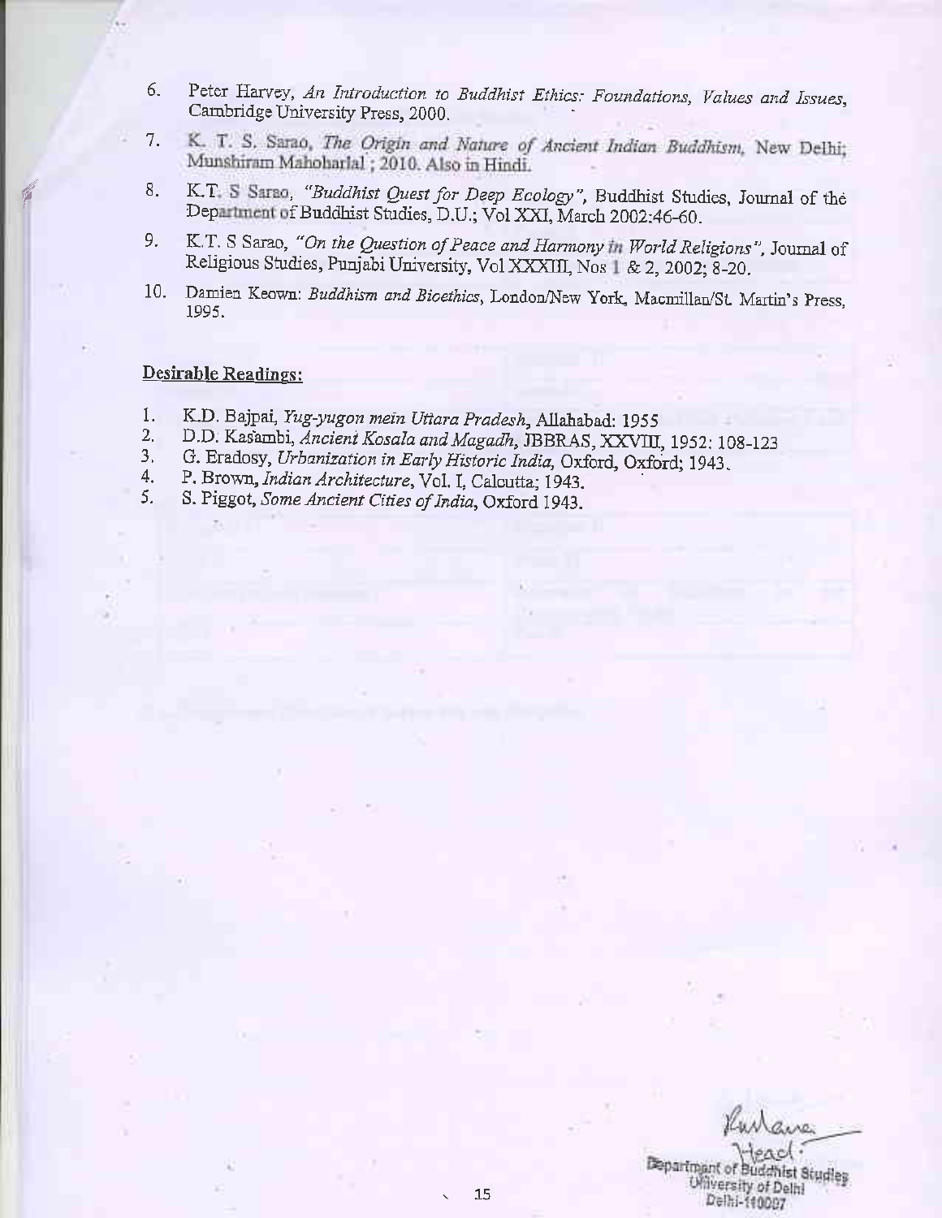6. Peter Harvey, *An Introduction to Buddhist Ethics: Foundations, Values and Issues*, Cambridge University Press, 2000.
7. K. T. S. Sarao, *The Origin and Nature of Ancient Indian Buddhism*, New Delhi; Munshiram Mahoharlal ; 2010. Also in Hindi.
8. K.T. S Sarao, *"Buddhist Quest for Deep Ecology"*, Buddhist Studies, Journal of the Department of Buddhist Studies, D.U.; Vol XXI, March 2002:46-60.
9. K.T. S Sarao, *"On the Question of Peace and Harmony in World Religions"*, Journal of Religious Studies, Punjabi University, Vol XXXIII, Nos 1 & 2, 2002; 8-20.
10. Damien Keown: *Buddhism and Bioethics*, London/New York, Macmillan/St. Martin's Press, 1995.

**Desirable Readings:**

1. K.D. Bajpai, *Yug-yugon mein Uttara Pradesh*, Allahabad: 1955
2. D.D. Kaśambi, *Ancient Kosala and Magadh*, JBBRAS, XXVIII, 1952: 108-123
3. G. Eradosy, *Urbanization in Early Historic India*, Oxford, Oxford; 1943.
4. P. Brown, *Indian Architecture*, Vol. I, Calcutta; 1943.
5. S. Piggot, *Some Ancient Cities of India*, Oxford 1943.

Head
Department of Buddhist Studies
University of Delhi
Delhi-110007